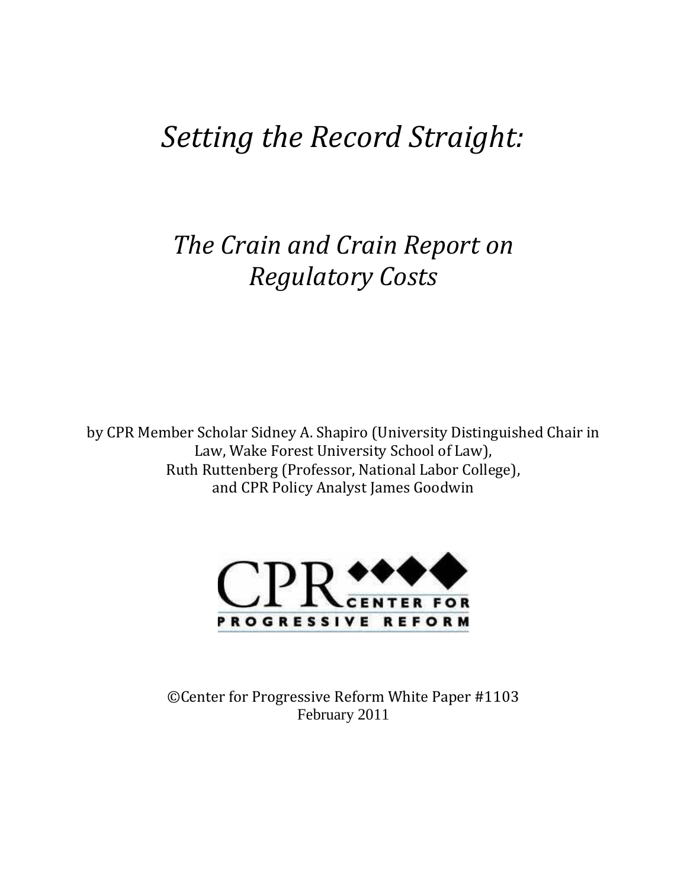# *Setting the Record Straight:*

## *The Crain and Crain Report on Regulatory Costs*

by CPR Member Scholar Sidney A. Shapiro (University Distinguished Chair in Law, Wake Forest University School of Law),
Ruth Ruttenberg (Professor, National Labor College),
and CPR Policy Analyst James Goodwin

CPR CENTER FOR PROGRESSIVE REFORM

©Center for Progressive Reform White Paper #1103
February 2011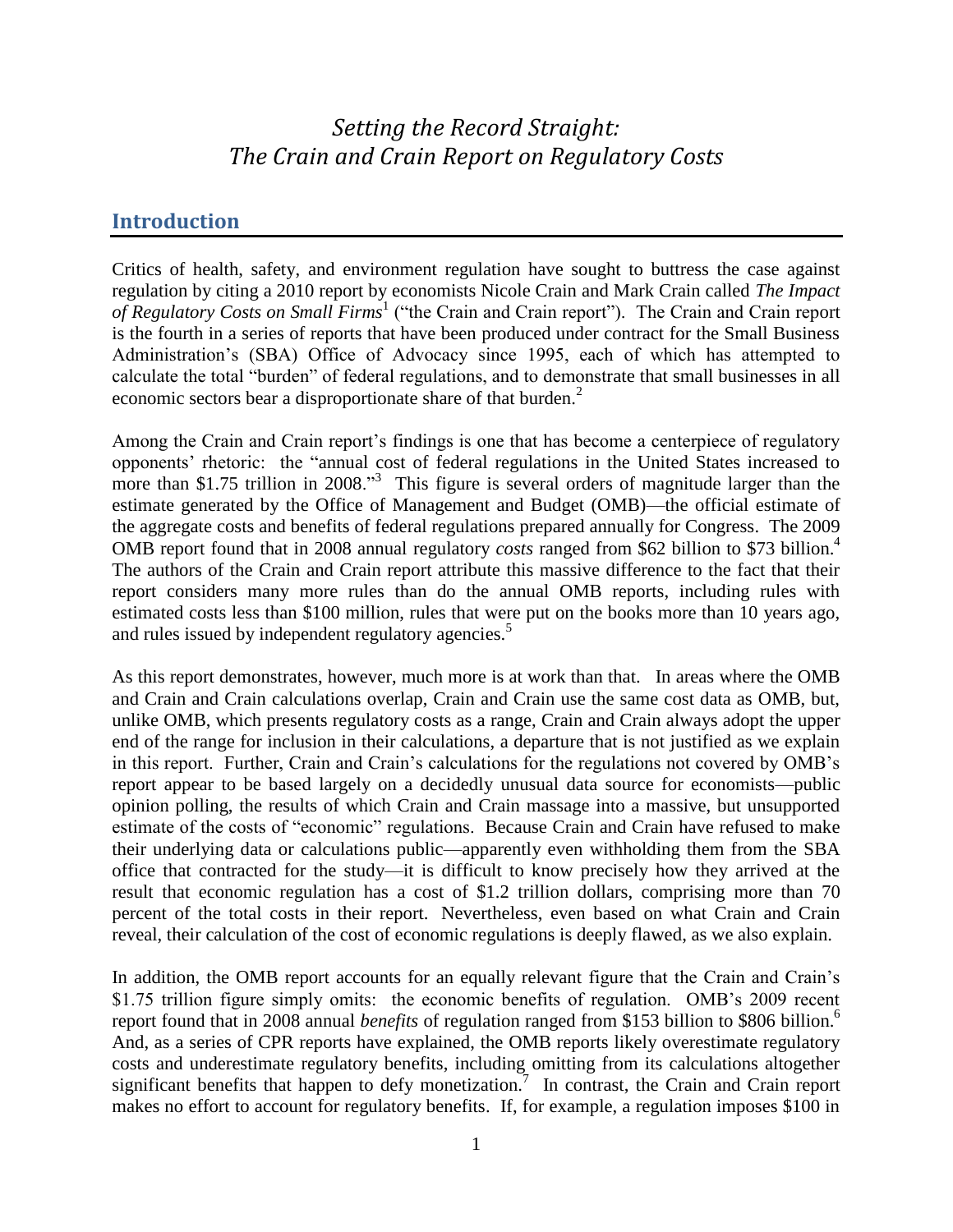# *Setting the Record Straight:*
# *The Crain and Crain Report on Regulatory Costs*

## Introduction

Critics of health, safety, and environment regulation have sought to buttress the case against regulation by citing a 2010 report by economists Nicole Crain and Mark Crain called *The Impact of Regulatory Costs on Small Firms*[1] ("the Crain and Crain report"). The Crain and Crain report is the fourth in a series of reports that have been produced under contract for the Small Business Administration's (SBA) Office of Advocacy since 1995, each of which has attempted to calculate the total "burden" of federal regulations, and to demonstrate that small businesses in all economic sectors bear a disproportionate share of that burden.[2]

Among the Crain and Crain report's findings is one that has become a centerpiece of regulatory opponents' rhetoric: the "annual cost of federal regulations in the United States increased to more than $1.75 trillion in 2008."[3] This figure is several orders of magnitude larger than the estimate generated by the Office of Management and Budget (OMB)—the official estimate of the aggregate costs and benefits of federal regulations prepared annually for Congress. The 2009 OMB report found that in 2008 annual regulatory *costs* ranged from $62 billion to $73 billion.[4] The authors of the Crain and Crain report attribute this massive difference to the fact that their report considers many more rules than do the annual OMB reports, including rules with estimated costs less than $100 million, rules that were put on the books more than 10 years ago, and rules issued by independent regulatory agencies.[5]

As this report demonstrates, however, much more is at work than that. In areas where the OMB and Crain and Crain calculations overlap, Crain and Crain use the same cost data as OMB, but, unlike OMB, which presents regulatory costs as a range, Crain and Crain always adopt the upper end of the range for inclusion in their calculations, a departure that is not justified as we explain in this report. Further, Crain and Crain's calculations for the regulations not covered by OMB's report appear to be based largely on a decidedly unusual data source for economists—public opinion polling, the results of which Crain and Crain massage into a massive, but unsupported estimate of the costs of "economic" regulations. Because Crain and Crain have refused to make their underlying data or calculations public—apparently even withholding them from the SBA office that contracted for the study—it is difficult to know precisely how they arrived at the result that economic regulation has a cost of $1.2 trillion dollars, comprising more than 70 percent of the total costs in their report. Nevertheless, even based on what Crain and Crain reveal, their calculation of the cost of economic regulations is deeply flawed, as we also explain.

In addition, the OMB report accounts for an equally relevant figure that the Crain and Crain's $1.75 trillion figure simply omits: the economic benefits of regulation. OMB's 2009 recent report found that in 2008 annual *benefits* of regulation ranged from $153 billion to $806 billion.[6] And, as a series of CPR reports have explained, the OMB reports likely overestimate regulatory costs and underestimate regulatory benefits, including omitting from its calculations altogether significant benefits that happen to defy monetization.[7] In contrast, the Crain and Crain report makes no effort to account for regulatory benefits. If, for example, a regulation imposes $100 in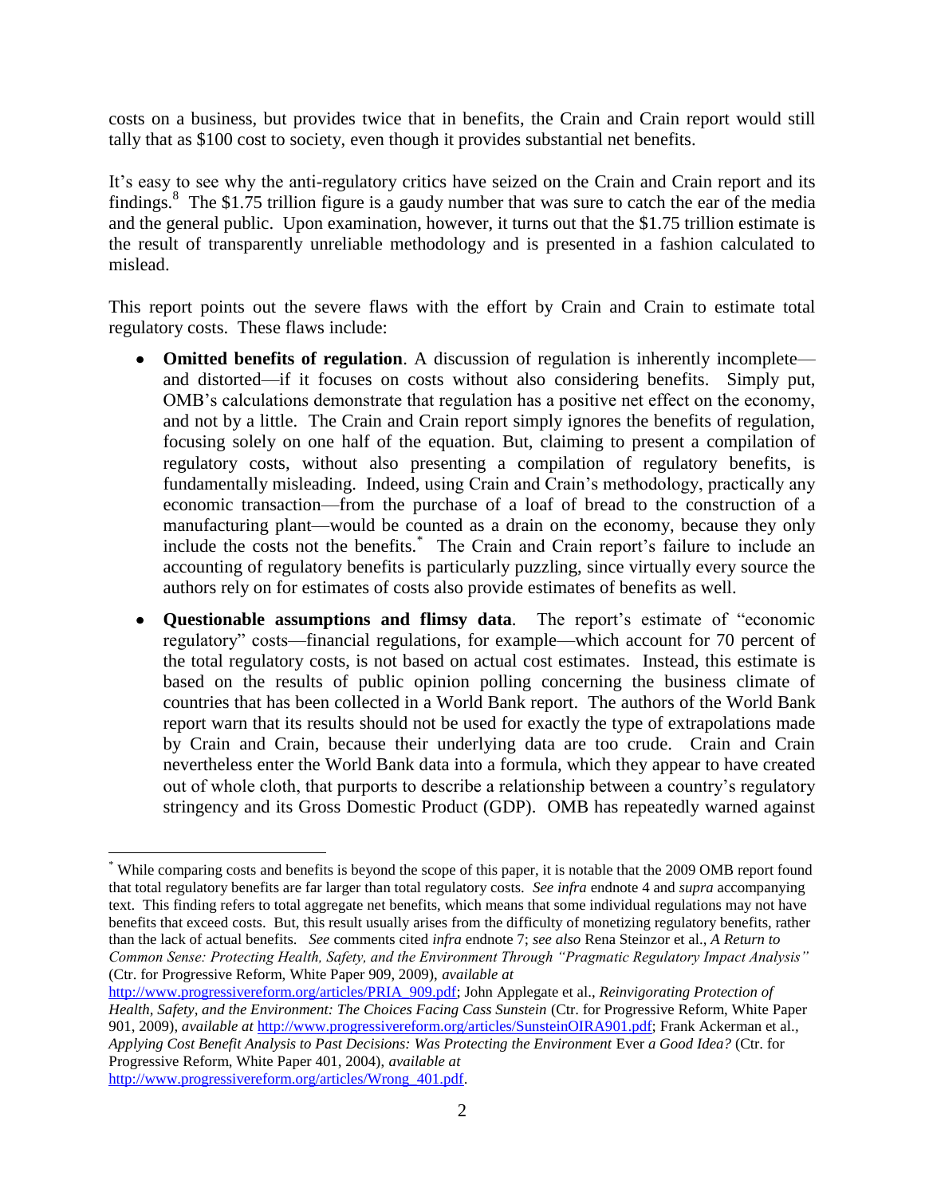costs on a business, but provides twice that in benefits, the Crain and Crain report would still tally that as $100 cost to society, even though it provides substantial net benefits.

It's easy to see why the anti-regulatory critics have seized on the Crain and Crain report and its findings.[8] The $1.75 trillion figure is a gaudy number that was sure to catch the ear of the media and the general public. Upon examination, however, it turns out that the $1.75 trillion estimate is the result of transparently unreliable methodology and is presented in a fashion calculated to mislead.

This report points out the severe flaws with the effort by Crain and Crain to estimate total regulatory costs. These flaws include:

- **Omitted benefits of regulation**. A discussion of regulation is inherently incomplete—and distorted—if it focuses on costs without also considering benefits. Simply put, OMB's calculations demonstrate that regulation has a positive net effect on the economy, and not by a little. The Crain and Crain report simply ignores the benefits of regulation, focusing solely on one half of the equation. But, claiming to present a compilation of regulatory costs, without also presenting a compilation of regulatory benefits, is fundamentally misleading. Indeed, using Crain and Crain's methodology, practically any economic transaction—from the purchase of a loaf of bread to the construction of a manufacturing plant—would be counted as a drain on the economy, because they only include the costs not the benefits.[*] The Crain and Crain report's failure to include an accounting of regulatory benefits is particularly puzzling, since virtually every source the authors rely on for estimates of costs also provide estimates of benefits as well.

- **Questionable assumptions and flimsy data**. The report's estimate of "economic regulatory" costs—financial regulations, for example—which account for 70 percent of the total regulatory costs, is not based on actual cost estimates. Instead, this estimate is based on the results of public opinion polling concerning the business climate of countries that has been collected in a World Bank report. The authors of the World Bank report warn that its results should not be used for exactly the type of extrapolations made by Crain and Crain, because their underlying data are too crude. Crain and Crain nevertheless enter the World Bank data into a formula, which they appear to have created out of whole cloth, that purports to describe a relationship between a country's regulatory stringency and its Gross Domestic Product (GDP). OMB has repeatedly warned against

---

[*] While comparing costs and benefits is beyond the scope of this paper, it is notable that the 2009 OMB report found that total regulatory benefits are far larger than total regulatory costs. *See infra* endnote 4 and *supra* accompanying text. This finding refers to total aggregate net benefits, which means that some individual regulations may not have benefits that exceed costs. But, this result usually arises from the difficulty of monetizing regulatory benefits, rather than the lack of actual benefits. *See* comments cited *infra* endnote 7; *see also* Rena Steinzor et al., *A Return to Common Sense: Protecting Health, Safety, and the Environment Through "Pragmatic Regulatory Impact Analysis"* (Ctr. for Progressive Reform, White Paper 909, 2009), *available at* http://www.progressivereform.org/articles/PRIA_909.pdf; John Applegate et al., *Reinvigorating Protection of Health, Safety, and the Environment: The Choices Facing Cass Sunstein* (Ctr. for Progressive Reform, White Paper 901, 2009), *available at* http://www.progressivereform.org/articles/SunsteinOIRA901.pdf; Frank Ackerman et al., *Applying Cost Benefit Analysis to Past Decisions: Was Protecting the Environment* Ever *a Good Idea?* (Ctr. for Progressive Reform, White Paper 401, 2004), *available at* http://www.progressivereform.org/articles/Wrong_401.pdf.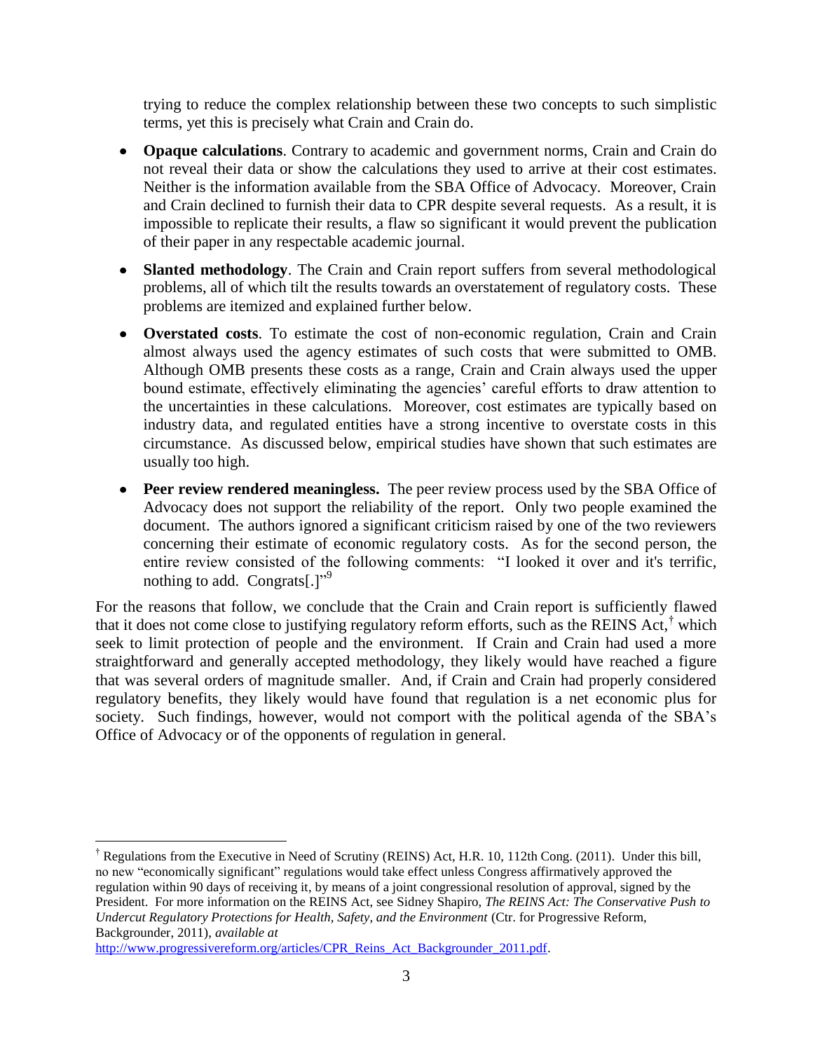trying to reduce the complex relationship between these two concepts to such simplistic terms, yet this is precisely what Crain and Crain do.

- **Opaque calculations**. Contrary to academic and government norms, Crain and Crain do not reveal their data or show the calculations they used to arrive at their cost estimates. Neither is the information available from the SBA Office of Advocacy. Moreover, Crain and Crain declined to furnish their data to CPR despite several requests. As a result, it is impossible to replicate their results, a flaw so significant it would prevent the publication of their paper in any respectable academic journal.
- **Slanted methodology**. The Crain and Crain report suffers from several methodological problems, all of which tilt the results towards an overstatement of regulatory costs. These problems are itemized and explained further below.
- **Overstated costs**. To estimate the cost of non-economic regulation, Crain and Crain almost always used the agency estimates of such costs that were submitted to OMB. Although OMB presents these costs as a range, Crain and Crain always used the upper bound estimate, effectively eliminating the agencies' careful efforts to draw attention to the uncertainties in these calculations. Moreover, cost estimates are typically based on industry data, and regulated entities have a strong incentive to overstate costs in this circumstance. As discussed below, empirical studies have shown that such estimates are usually too high.
- **Peer review rendered meaningless.** The peer review process used by the SBA Office of Advocacy does not support the reliability of the report. Only two people examined the document. The authors ignored a significant criticism raised by one of the two reviewers concerning their estimate of economic regulatory costs. As for the second person, the entire review consisted of the following comments: "I looked it over and it's terrific, nothing to add. Congrats[.]"[9]

For the reasons that follow, we conclude that the Crain and Crain report is sufficiently flawed that it does not come close to justifying regulatory reform efforts, such as the REINS Act,[†] which seek to limit protection of people and the environment. If Crain and Crain had used a more straightforward and generally accepted methodology, they likely would have reached a figure that was several orders of magnitude smaller. And, if Crain and Crain had properly considered regulatory benefits, they likely would have found that regulation is a net economic plus for society. Such findings, however, would not comport with the political agenda of the SBA's Office of Advocacy or of the opponents of regulation in general.

---

[†] Regulations from the Executive in Need of Scrutiny (REINS) Act, H.R. 10, 112th Cong. (2011). Under this bill, no new "economically significant" regulations would take effect unless Congress affirmatively approved the regulation within 90 days of receiving it, by means of a joint congressional resolution of approval, signed by the President. For more information on the REINS Act, see Sidney Shapiro, *The REINS Act: The Conservative Push to Undercut Regulatory Protections for Health, Safety, and the Environment* (Ctr. for Progressive Reform, Backgrounder, 2011), *available at* http://www.progressivereform.org/articles/CPR_Reins_Act_Backgrounder_2011.pdf.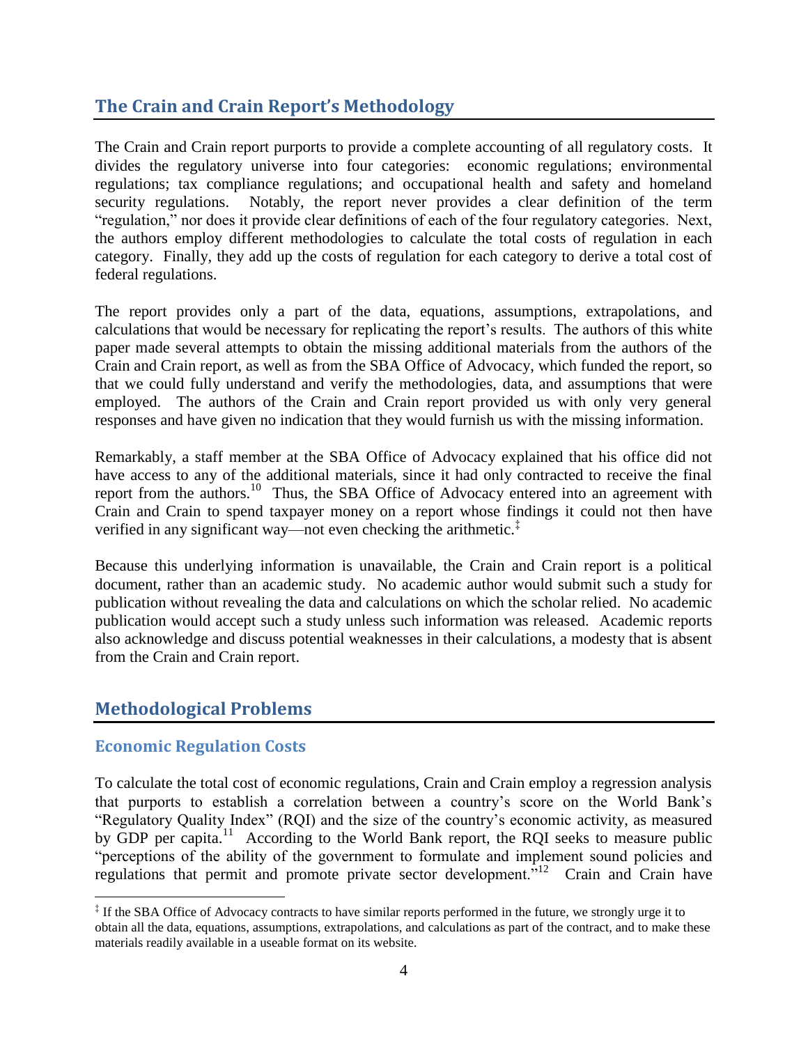## The Crain and Crain Report's Methodology

The Crain and Crain report purports to provide a complete accounting of all regulatory costs. It divides the regulatory universe into four categories: economic regulations; environmental regulations; tax compliance regulations; and occupational health and safety and homeland security regulations. Notably, the report never provides a clear definition of the term "regulation," nor does it provide clear definitions of each of the four regulatory categories. Next, the authors employ different methodologies to calculate the total costs of regulation in each category. Finally, they add up the costs of regulation for each category to derive a total cost of federal regulations.

The report provides only a part of the data, equations, assumptions, extrapolations, and calculations that would be necessary for replicating the report's results. The authors of this white paper made several attempts to obtain the missing additional materials from the authors of the Crain and Crain report, as well as from the SBA Office of Advocacy, which funded the report, so that we could fully understand and verify the methodologies, data, and assumptions that were employed. The authors of the Crain and Crain report provided us with only very general responses and have given no indication that they would furnish us with the missing information.

Remarkably, a staff member at the SBA Office of Advocacy explained that his office did not have access to any of the additional materials, since it had only contracted to receive the final report from the authors.[10] Thus, the SBA Office of Advocacy entered into an agreement with Crain and Crain to spend taxpayer money on a report whose findings it could not then have verified in any significant way—not even checking the arithmetic.[‡]

Because this underlying information is unavailable, the Crain and Crain report is a political document, rather than an academic study. No academic author would submit such a study for publication without revealing the data and calculations on which the scholar relied. No academic publication would accept such a study unless such information was released. Academic reports also acknowledge and discuss potential weaknesses in their calculations, a modesty that is absent from the Crain and Crain report.

## Methodological Problems

### Economic Regulation Costs

To calculate the total cost of economic regulations, Crain and Crain employ a regression analysis that purports to establish a correlation between a country's score on the World Bank's "Regulatory Quality Index" (RQI) and the size of the country's economic activity, as measured by GDP per capita.[11] According to the World Bank report, the RQI seeks to measure public "perceptions of the ability of the government to formulate and implement sound policies and regulations that permit and promote private sector development."[12] Crain and Crain have

[‡] If the SBA Office of Advocacy contracts to have similar reports performed in the future, we strongly urge it to obtain all the data, equations, assumptions, extrapolations, and calculations as part of the contract, and to make these materials readily available in a useable format on its website.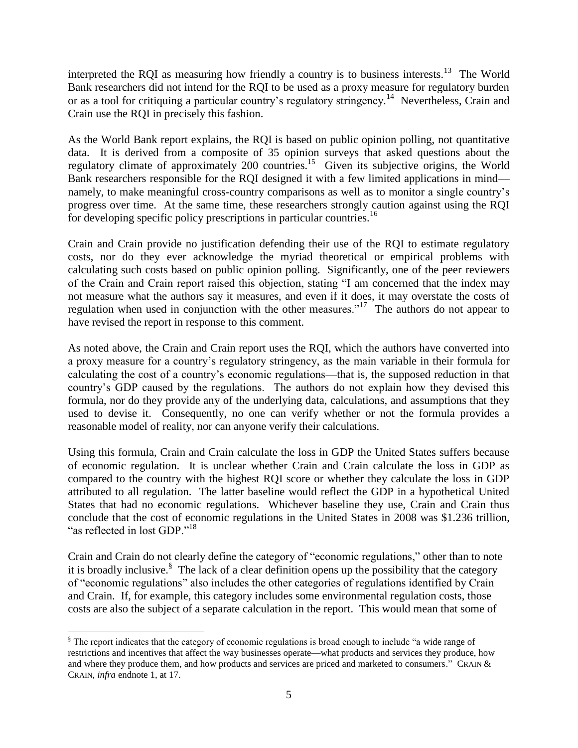interpreted the RQI as measuring how friendly a country is to business interests.[13] The World Bank researchers did not intend for the RQI to be used as a proxy measure for regulatory burden or as a tool for critiquing a particular country's regulatory stringency.[14] Nevertheless, Crain and Crain use the RQI in precisely this fashion.

As the World Bank report explains, the RQI is based on public opinion polling, not quantitative data. It is derived from a composite of 35 opinion surveys that asked questions about the regulatory climate of approximately 200 countries.[15] Given its subjective origins, the World Bank researchers responsible for the RQI designed it with a few limited applications in mind—namely, to make meaningful cross-country comparisons as well as to monitor a single country's progress over time. At the same time, these researchers strongly caution against using the RQI for developing specific policy prescriptions in particular countries.[16]

Crain and Crain provide no justification defending their use of the RQI to estimate regulatory costs, nor do they ever acknowledge the myriad theoretical or empirical problems with calculating such costs based on public opinion polling. Significantly, one of the peer reviewers of the Crain and Crain report raised this objection, stating "I am concerned that the index may not measure what the authors say it measures, and even if it does, it may overstate the costs of regulation when used in conjunction with the other measures."[17] The authors do not appear to have revised the report in response to this comment.

As noted above, the Crain and Crain report uses the RQI, which the authors have converted into a proxy measure for a country's regulatory stringency, as the main variable in their formula for calculating the cost of a country's economic regulations—that is, the supposed reduction in that country's GDP caused by the regulations. The authors do not explain how they devised this formula, nor do they provide any of the underlying data, calculations, and assumptions that they used to devise it. Consequently, no one can verify whether or not the formula provides a reasonable model of reality, nor can anyone verify their calculations.

Using this formula, Crain and Crain calculate the loss in GDP the United States suffers because of economic regulation. It is unclear whether Crain and Crain calculate the loss in GDP as compared to the country with the highest RQI score or whether they calculate the loss in GDP attributed to all regulation. The latter baseline would reflect the GDP in a hypothetical United States that had no economic regulations. Whichever baseline they use, Crain and Crain thus conclude that the cost of economic regulations in the United States in 2008 was $1.236 trillion, "as reflected in lost GDP."[18]

Crain and Crain do not clearly define the category of "economic regulations," other than to note it is broadly inclusive.[§] The lack of a clear definition opens up the possibility that the category of "economic regulations" also includes the other categories of regulations identified by Crain and Crain. If, for example, this category includes some environmental regulation costs, those costs are also the subject of a separate calculation in the report. This would mean that some of

---

[§] The report indicates that the category of economic regulations is broad enough to include "a wide range of restrictions and incentives that affect the way businesses operate—what products and services they produce, how and where they produce them, and how products and services are priced and marketed to consumers." CRAIN & CRAIN, *infra* endnote 1, at 17.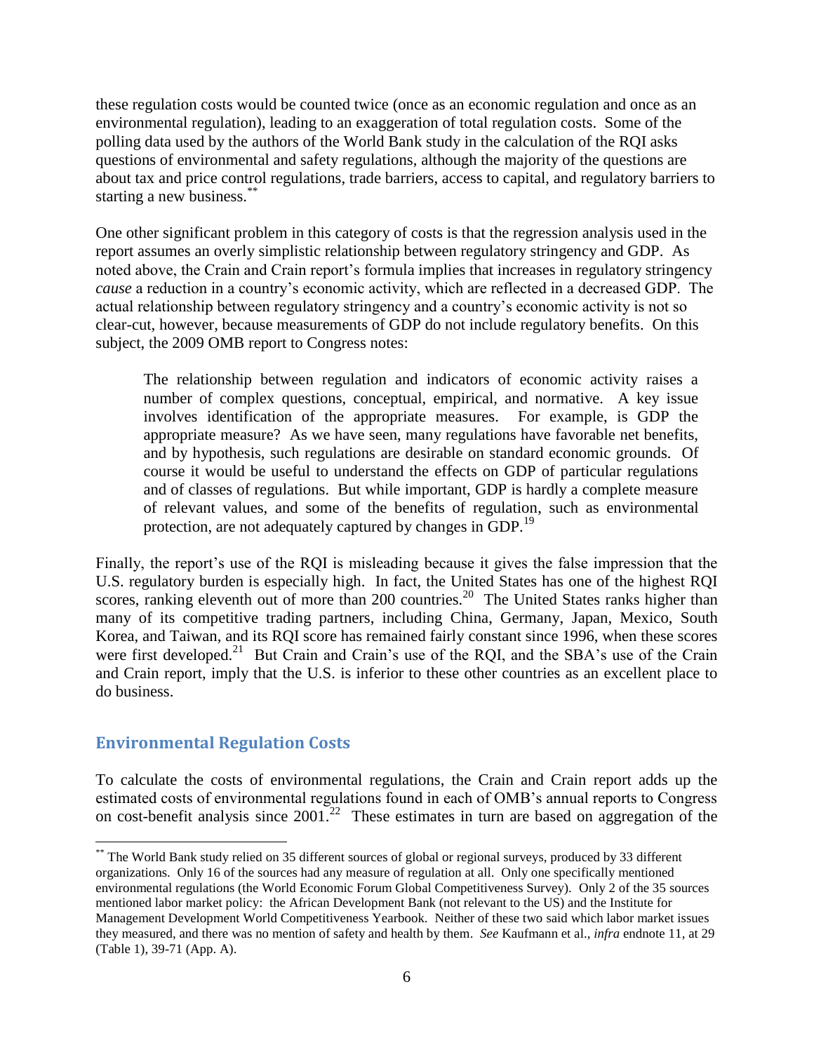these regulation costs would be counted twice (once as an economic regulation and once as an environmental regulation), leading to an exaggeration of total regulation costs. Some of the polling data used by the authors of the World Bank study in the calculation of the RQI asks questions of environmental and safety regulations, although the majority of the questions are about tax and price control regulations, trade barriers, access to capital, and regulatory barriers to starting a new business.[**]

One other significant problem in this category of costs is that the regression analysis used in the report assumes an overly simplistic relationship between regulatory stringency and GDP. As noted above, the Crain and Crain report's formula implies that increases in regulatory stringency *cause* a reduction in a country's economic activity, which are reflected in a decreased GDP. The actual relationship between regulatory stringency and a country's economic activity is not so clear-cut, however, because measurements of GDP do not include regulatory benefits. On this subject, the 2009 OMB report to Congress notes:

> The relationship between regulation and indicators of economic activity raises a number of complex questions, conceptual, empirical, and normative. A key issue involves identification of the appropriate measures. For example, is GDP the appropriate measure? As we have seen, many regulations have favorable net benefits, and by hypothesis, such regulations are desirable on standard economic grounds. Of course it would be useful to understand the effects on GDP of particular regulations and of classes of regulations. But while important, GDP is hardly a complete measure of relevant values, and some of the benefits of regulation, such as environmental protection, are not adequately captured by changes in GDP.[19]

Finally, the report's use of the RQI is misleading because it gives the false impression that the U.S. regulatory burden is especially high. In fact, the United States has one of the highest RQI scores, ranking eleventh out of more than 200 countries.[20] The United States ranks higher than many of its competitive trading partners, including China, Germany, Japan, Mexico, South Korea, and Taiwan, and its RQI score has remained fairly constant since 1996, when these scores were first developed.[21] But Crain and Crain's use of the RQI, and the SBA's use of the Crain and Crain report, imply that the U.S. is inferior to these other countries as an excellent place to do business.

## Environmental Regulation Costs

To calculate the costs of environmental regulations, the Crain and Crain report adds up the estimated costs of environmental regulations found in each of OMB's annual reports to Congress on cost-benefit analysis since 2001.[22] These estimates in turn are based on aggregation of the

---

[**] The World Bank study relied on 35 different sources of global or regional surveys, produced by 33 different organizations. Only 16 of the sources had any measure of regulation at all. Only one specifically mentioned environmental regulations (the World Economic Forum Global Competitiveness Survey). Only 2 of the 35 sources mentioned labor market policy: the African Development Bank (not relevant to the US) and the Institute for Management Development World Competitiveness Yearbook. Neither of these two said which labor market issues they measured, and there was no mention of safety and health by them. *See* Kaufmann et al., *infra* endnote 11, at 29 (Table 1), 39-71 (App. A).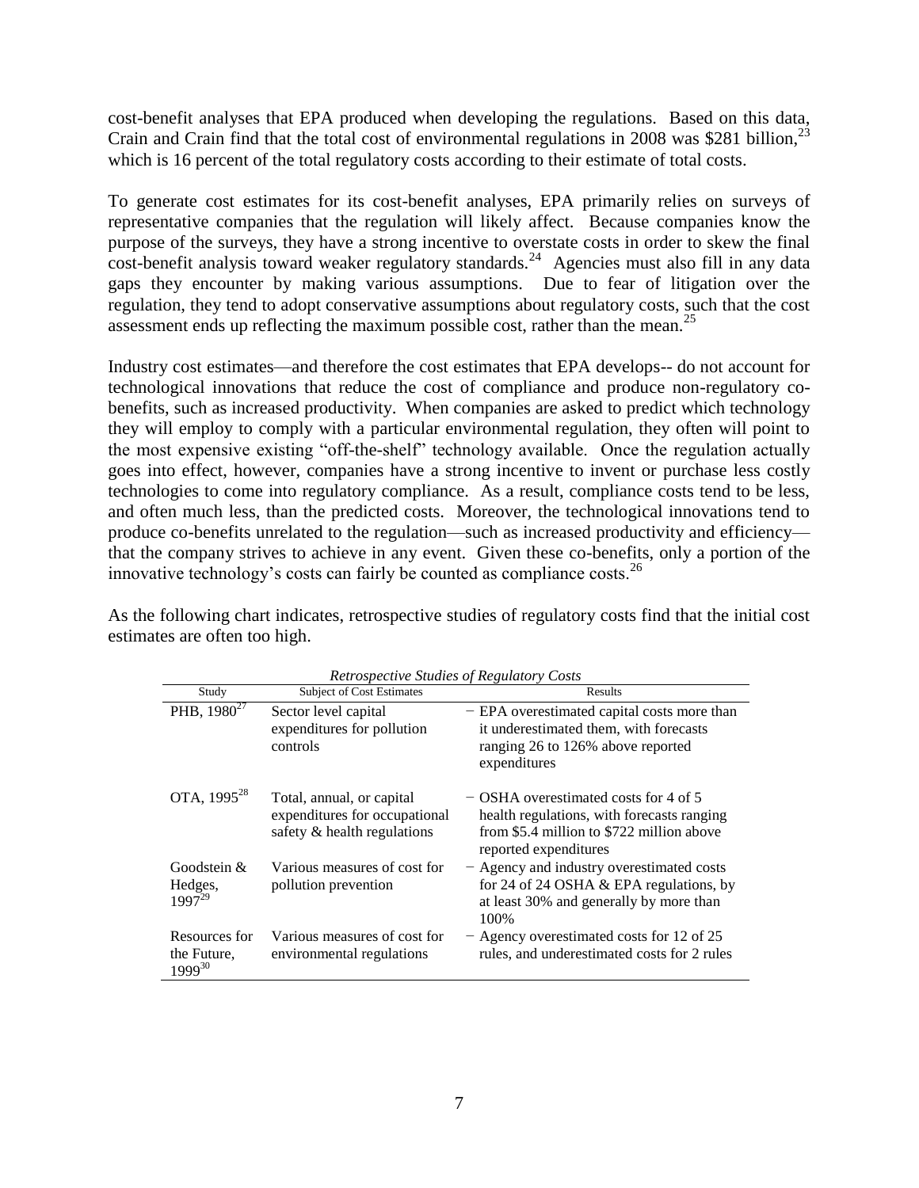cost-benefit analyses that EPA produced when developing the regulations. Based on this data, Crain and Crain find that the total cost of environmental regulations in 2008 was $281 billion,[23] which is 16 percent of the total regulatory costs according to their estimate of total costs.

To generate cost estimates for its cost-benefit analyses, EPA primarily relies on surveys of representative companies that the regulation will likely affect. Because companies know the purpose of the surveys, they have a strong incentive to overstate costs in order to skew the final cost-benefit analysis toward weaker regulatory standards.[24] Agencies must also fill in any data gaps they encounter by making various assumptions. Due to fear of litigation over the regulation, they tend to adopt conservative assumptions about regulatory costs, such that the cost assessment ends up reflecting the maximum possible cost, rather than the mean.[25]

Industry cost estimates—and therefore the cost estimates that EPA develops-- do not account for technological innovations that reduce the cost of compliance and produce non-regulatory co-benefits, such as increased productivity. When companies are asked to predict which technology they will employ to comply with a particular environmental regulation, they often will point to the most expensive existing "off-the-shelf" technology available. Once the regulation actually goes into effect, however, companies have a strong incentive to invent or purchase less costly technologies to come into regulatory compliance. As a result, compliance costs tend to be less, and often much less, than the predicted costs. Moreover, the technological innovations tend to produce co-benefits unrelated to the regulation—such as increased productivity and efficiency—that the company strives to achieve in any event. Given these co-benefits, only a portion of the innovative technology's costs can fairly be counted as compliance costs.[26]

As the following chart indicates, retrospective studies of regulatory costs find that the initial cost estimates are often too high.

*Retrospective Studies of Regulatory Costs*

| Study | Subject of Cost Estimates | Results |
|---|---|---|
| PHB, 1980[27] | Sector level capital expenditures for pollution controls | − EPA overestimated capital costs more than it underestimated them, with forecasts ranging 26 to 126% above reported expenditures |
| OTA, 1995[28] | Total, annual, or capital expenditures for occupational safety & health regulations | − OSHA overestimated costs for 4 of 5 health regulations, with forecasts ranging from $5.4 million to $722 million above reported expenditures |
| Goodstein & Hedges, 1997[29] | Various measures of cost for pollution prevention | − Agency and industry overestimated costs for 24 of 24 OSHA & EPA regulations, by at least 30% and generally by more than 100% |
| Resources for the Future, 1999[30] | Various measures of cost for environmental regulations | − Agency overestimated costs for 12 of 25 rules, and underestimated costs for 2 rules |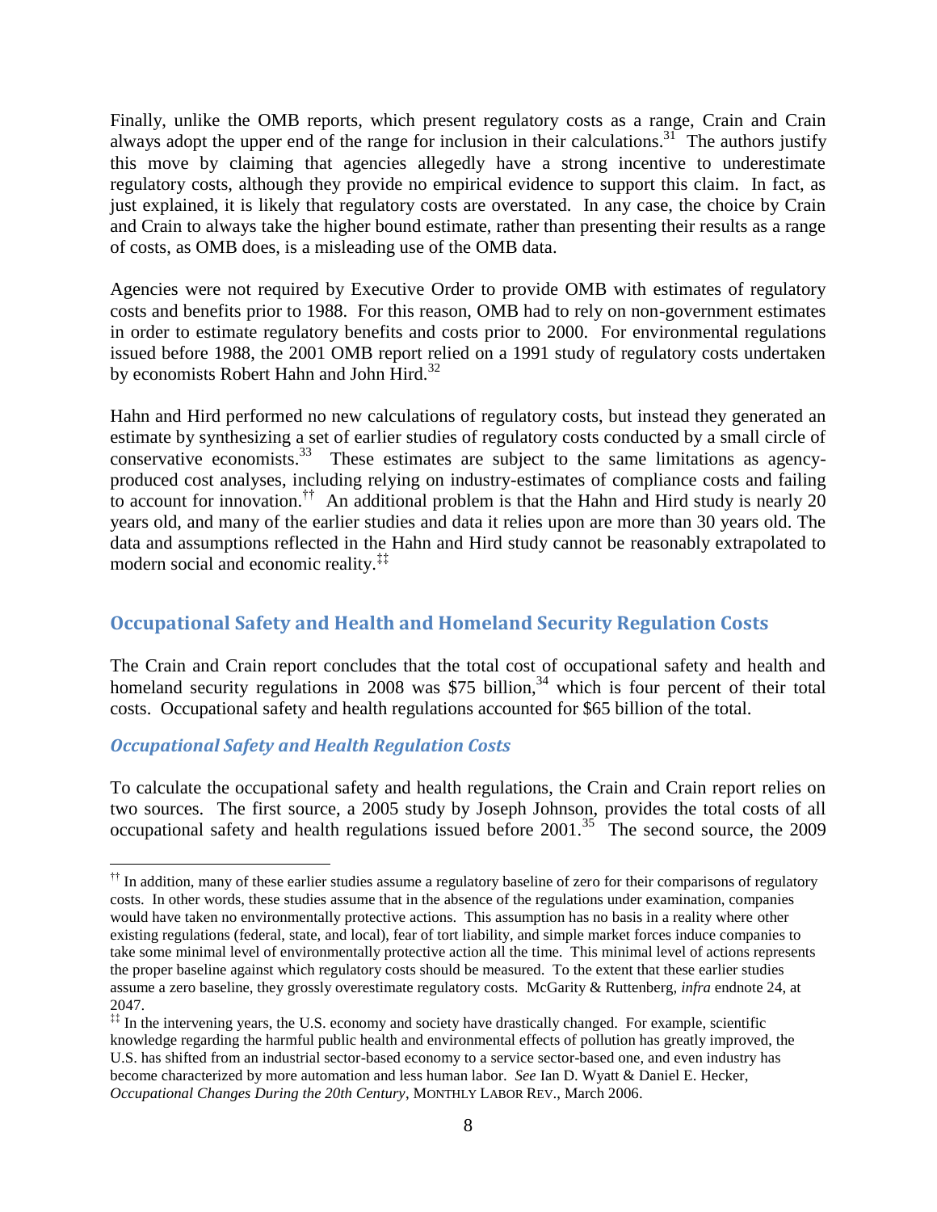Finally, unlike the OMB reports, which present regulatory costs as a range, Crain and Crain always adopt the upper end of the range for inclusion in their calculations.[31] The authors justify this move by claiming that agencies allegedly have a strong incentive to underestimate regulatory costs, although they provide no empirical evidence to support this claim. In fact, as just explained, it is likely that regulatory costs are overstated. In any case, the choice by Crain and Crain to always take the higher bound estimate, rather than presenting their results as a range of costs, as OMB does, is a misleading use of the OMB data.

Agencies were not required by Executive Order to provide OMB with estimates of regulatory costs and benefits prior to 1988. For this reason, OMB had to rely on non-government estimates in order to estimate regulatory benefits and costs prior to 2000. For environmental regulations issued before 1988, the 2001 OMB report relied on a 1991 study of regulatory costs undertaken by economists Robert Hahn and John Hird.[32]

Hahn and Hird performed no new calculations of regulatory costs, but instead they generated an estimate by synthesizing a set of earlier studies of regulatory costs conducted by a small circle of conservative economists.[33] These estimates are subject to the same limitations as agency-produced cost analyses, including relying on industry-estimates of compliance costs and failing to account for innovation.[††] An additional problem is that the Hahn and Hird study is nearly 20 years old, and many of the earlier studies and data it relies upon are more than 30 years old. The data and assumptions reflected in the Hahn and Hird study cannot be reasonably extrapolated to modern social and economic reality.[‡‡]

## Occupational Safety and Health and Homeland Security Regulation Costs

The Crain and Crain report concludes that the total cost of occupational safety and health and homeland security regulations in 2008 was $75 billion,[34] which is four percent of their total costs. Occupational safety and health regulations accounted for $65 billion of the total.

### *Occupational Safety and Health Regulation Costs*

To calculate the occupational safety and health regulations, the Crain and Crain report relies on two sources. The first source, a 2005 study by Joseph Johnson, provides the total costs of all occupational safety and health regulations issued before 2001.[35] The second source, the 2009

---

[††] In addition, many of these earlier studies assume a regulatory baseline of zero for their comparisons of regulatory costs. In other words, these studies assume that in the absence of the regulations under examination, companies would have taken no environmentally protective actions. This assumption has no basis in a reality where other existing regulations (federal, state, and local), fear of tort liability, and simple market forces induce companies to take some minimal level of environmentally protective action all the time. This minimal level of actions represents the proper baseline against which regulatory costs should be measured. To the extent that these earlier studies assume a zero baseline, they grossly overestimate regulatory costs. McGarity & Ruttenberg, *infra* endnote 24, at 2047.

[‡‡] In the intervening years, the U.S. economy and society have drastically changed. For example, scientific knowledge regarding the harmful public health and environmental effects of pollution has greatly improved, the U.S. has shifted from an industrial sector-based economy to a service sector-based one, and even industry has become characterized by more automation and less human labor. *See* Ian D. Wyatt & Daniel E. Hecker, *Occupational Changes During the 20th Century*, MONTHLY LABOR REV., March 2006.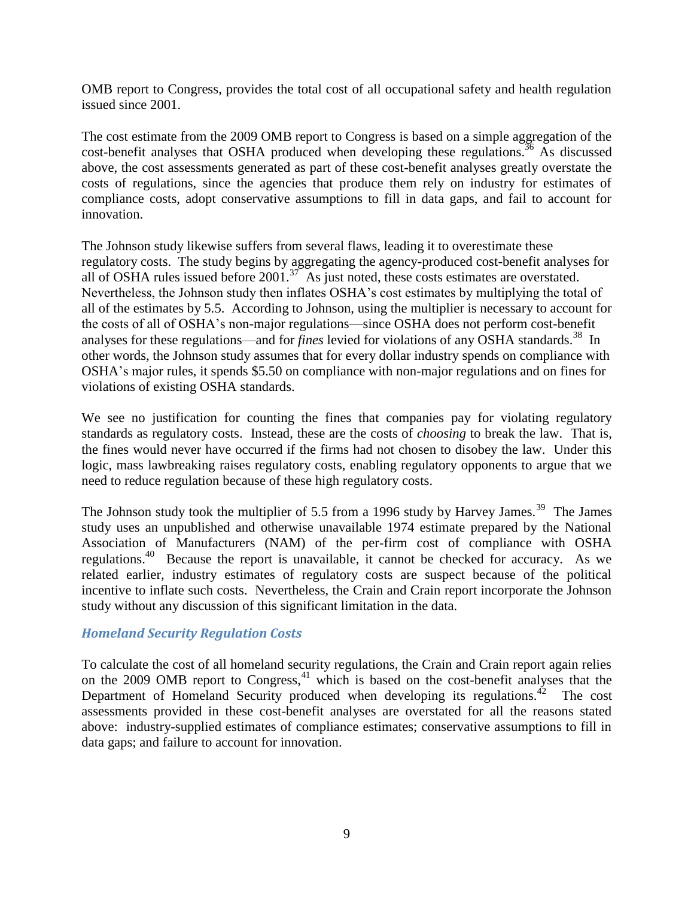OMB report to Congress, provides the total cost of all occupational safety and health regulation issued since 2001.

The cost estimate from the 2009 OMB report to Congress is based on a simple aggregation of the cost-benefit analyses that OSHA produced when developing these regulations.[36] As discussed above, the cost assessments generated as part of these cost-benefit analyses greatly overstate the costs of regulations, since the agencies that produce them rely on industry for estimates of compliance costs, adopt conservative assumptions to fill in data gaps, and fail to account for innovation.

The Johnson study likewise suffers from several flaws, leading it to overestimate these regulatory costs. The study begins by aggregating the agency-produced cost-benefit analyses for all of OSHA rules issued before 2001.[37] As just noted, these costs estimates are overstated. Nevertheless, the Johnson study then inflates OSHA's cost estimates by multiplying the total of all of the estimates by 5.5. According to Johnson, using the multiplier is necessary to account for the costs of all of OSHA's non-major regulations—since OSHA does not perform cost-benefit analyses for these regulations—and for *fines* levied for violations of any OSHA standards.[38] In other words, the Johnson study assumes that for every dollar industry spends on compliance with OSHA's major rules, it spends $5.50 on compliance with non-major regulations and on fines for violations of existing OSHA standards.

We see no justification for counting the fines that companies pay for violating regulatory standards as regulatory costs. Instead, these are the costs of *choosing* to break the law. That is, the fines would never have occurred if the firms had not chosen to disobey the law. Under this logic, mass lawbreaking raises regulatory costs, enabling regulatory opponents to argue that we need to reduce regulation because of these high regulatory costs.

The Johnson study took the multiplier of 5.5 from a 1996 study by Harvey James.[39] The James study uses an unpublished and otherwise unavailable 1974 estimate prepared by the National Association of Manufacturers (NAM) of the per-firm cost of compliance with OSHA regulations.[40] Because the report is unavailable, it cannot be checked for accuracy. As we related earlier, industry estimates of regulatory costs are suspect because of the political incentive to inflate such costs. Nevertheless, the Crain and Crain report incorporate the Johnson study without any discussion of this significant limitation in the data.

### *Homeland Security Regulation Costs*

To calculate the cost of all homeland security regulations, the Crain and Crain report again relies on the 2009 OMB report to Congress,[41] which is based on the cost-benefit analyses that the Department of Homeland Security produced when developing its regulations.[42] The cost assessments provided in these cost-benefit analyses are overstated for all the reasons stated above: industry-supplied estimates of compliance estimates; conservative assumptions to fill in data gaps; and failure to account for innovation.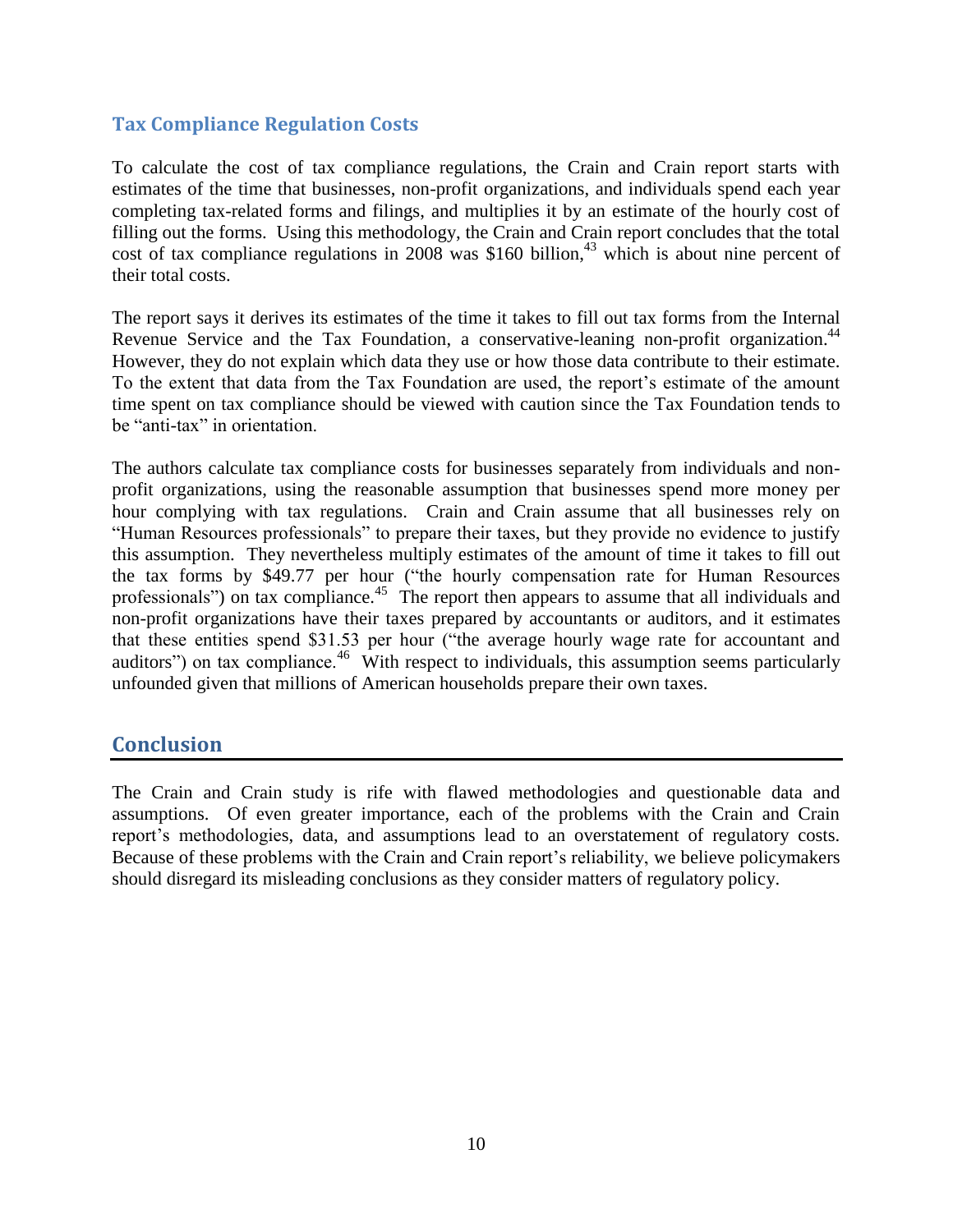### Tax Compliance Regulation Costs

To calculate the cost of tax compliance regulations, the Crain and Crain report starts with estimates of the time that businesses, non-profit organizations, and individuals spend each year completing tax-related forms and filings, and multiplies it by an estimate of the hourly cost of filling out the forms. Using this methodology, the Crain and Crain report concludes that the total cost of tax compliance regulations in 2008 was $160 billion,[43] which is about nine percent of their total costs.

The report says it derives its estimates of the time it takes to fill out tax forms from the Internal Revenue Service and the Tax Foundation, a conservative-leaning non-profit organization.[44] However, they do not explain which data they use or how those data contribute to their estimate. To the extent that data from the Tax Foundation are used, the report's estimate of the amount time spent on tax compliance should be viewed with caution since the Tax Foundation tends to be "anti-tax" in orientation.

The authors calculate tax compliance costs for businesses separately from individuals and non-profit organizations, using the reasonable assumption that businesses spend more money per hour complying with tax regulations. Crain and Crain assume that all businesses rely on "Human Resources professionals" to prepare their taxes, but they provide no evidence to justify this assumption. They nevertheless multiply estimates of the amount of time it takes to fill out the tax forms by $49.77 per hour ("the hourly compensation rate for Human Resources professionals") on tax compliance.[45] The report then appears to assume that all individuals and non-profit organizations have their taxes prepared by accountants or auditors, and it estimates that these entities spend $31.53 per hour ("the average hourly wage rate for accountant and auditors") on tax compliance.[46] With respect to individuals, this assumption seems particularly unfounded given that millions of American households prepare their own taxes.

## Conclusion

The Crain and Crain study is rife with flawed methodologies and questionable data and assumptions. Of even greater importance, each of the problems with the Crain and Crain report's methodologies, data, and assumptions lead to an overstatement of regulatory costs. Because of these problems with the Crain and Crain report's reliability, we believe policymakers should disregard its misleading conclusions as they consider matters of regulatory policy.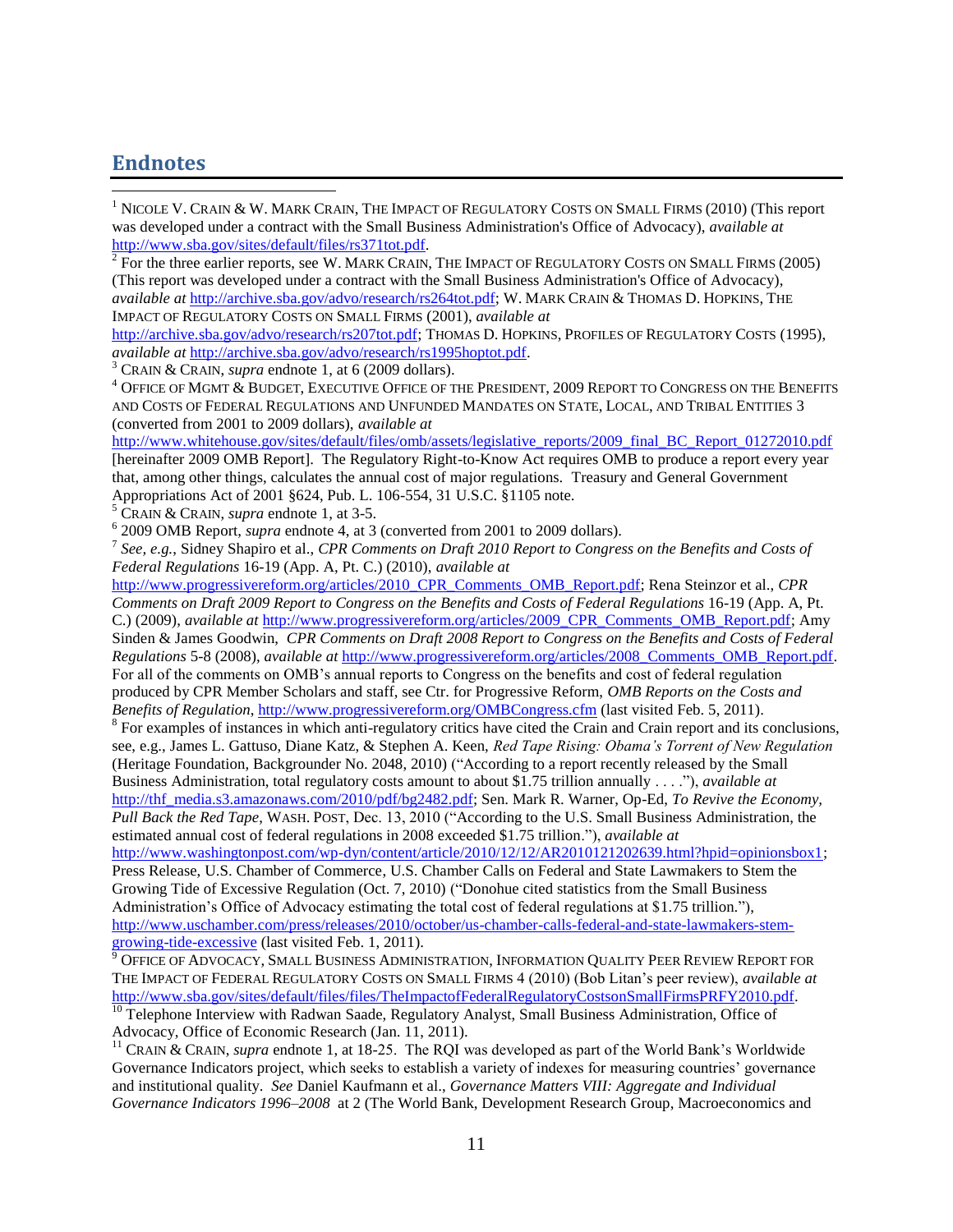## Endnotes

[1] Nicole V. Crain & W. Mark Crain, The Impact of Regulatory Costs on Small Firms (2010) (This report was developed under a contract with the Small Business Administration's Office of Advocacy), *available at* http://www.sba.gov/sites/default/files/rs371tot.pdf.

[2] For the three earlier reports, see W. Mark Crain, The Impact of Regulatory Costs on Small Firms (2005) (This report was developed under a contract with the Small Business Administration's Office of Advocacy), *available at* http://archive.sba.gov/advo/research/rs264tot.pdf; W. Mark Crain & Thomas D. Hopkins, The Impact of Regulatory Costs on Small Firms (2001), *available at* http://archive.sba.gov/advo/research/rs207tot.pdf; Thomas D. Hopkins, Profiles of Regulatory Costs (1995), *available at* http://archive.sba.gov/advo/research/rs1995hoptot.pdf.

[3] Crain & Crain, *supra* endnote 1, at 6 (2009 dollars).

[4] Office of Mgmt & Budget, Executive Office of the President, 2009 Report to Congress on the Benefits and Costs of Federal Regulations and Unfunded Mandates on State, Local, and Tribal Entities 3 (converted from 2001 to 2009 dollars), *available at* http://www.whitehouse.gov/sites/default/files/omb/assets/legislative_reports/2009_final_BC_Report_01272010.pdf [hereinafter 2009 OMB Report]. The Regulatory Right-to-Know Act requires OMB to produce a report every year that, among other things, calculates the annual cost of major regulations. Treasury and General Government Appropriations Act of 2001 §624, Pub. L. 106-554, 31 U.S.C. §1105 note.

[5] Crain & Crain, *supra* endnote 1, at 3-5.

[6] 2009 OMB Report, *supra* endnote 4, at 3 (converted from 2001 to 2009 dollars).

[7] *See, e.g.*, Sidney Shapiro et al., *CPR Comments on Draft 2010 Report to Congress on the Benefits and Costs of Federal Regulations* 16-19 (App. A, Pt. C.) (2010), *available at* http://www.progressivereform.org/articles/2010_CPR_Comments_OMB_Report.pdf; Rena Steinzor et al., *CPR Comments on Draft 2009 Report to Congress on the Benefits and Costs of Federal Regulations* 16-19 (App. A, Pt. C.) (2009), *available at* http://www.progressivereform.org/articles/2009_CPR_Comments_OMB_Report.pdf; Amy Sinden & James Goodwin, *CPR Comments on Draft 2008 Report to Congress on the Benefits and Costs of Federal Regulations* 5-8 (2008), *available at* http://www.progressivereform.org/articles/2008_Comments_OMB_Report.pdf. For all of the comments on OMB's annual reports to Congress on the benefits and cost of federal regulation produced by CPR Member Scholars and staff, see Ctr. for Progressive Reform, *OMB Reports on the Costs and Benefits of Regulation*, http://www.progressivereform.org/OMBCongress.cfm (last visited Feb. 5, 2011).

[8] For examples of instances in which anti-regulatory critics have cited the Crain and Crain report and its conclusions, see, e.g., James L. Gattuso, Diane Katz, & Stephen A. Keen, *Red Tape Rising: Obama's Torrent of New Regulation* (Heritage Foundation, Backgrounder No. 2048, 2010) ("According to a report recently released by the Small Business Administration, total regulatory costs amount to about $1.75 trillion annually . . . ."), *available at* http://thf_media.s3.amazonaws.com/2010/pdf/bg2482.pdf; Sen. Mark R. Warner, Op-Ed, *To Revive the Economy, Pull Back the Red Tape*, Wash. Post, Dec. 13, 2010 ("According to the U.S. Small Business Administration, the estimated annual cost of federal regulations in 2008 exceeded $1.75 trillion."), *available at* http://www.washingtonpost.com/wp-dyn/content/article/2010/12/12/AR2010121202639.html?hpid=opinionsbox1; Press Release, U.S. Chamber of Commerce, U.S. Chamber Calls on Federal and State Lawmakers to Stem the Growing Tide of Excessive Regulation (Oct. 7, 2010) ("Donohue cited statistics from the Small Business Administration's Office of Advocacy estimating the total cost of federal regulations at $1.75 trillion."), http://www.uschamber.com/press/releases/2010/october/us-chamber-calls-federal-and-state-lawmakers-stem-growing-tide-excessive (last visited Feb. 1, 2011).

[9] Office of Advocacy, Small Business Administration, Information Quality Peer Review Report for The Impact of Federal Regulatory Costs on Small Firms 4 (2010) (Bob Litan's peer review), *available at* http://www.sba.gov/sites/default/files/TheImpactofFederalRegulatoryCostsonSmallFirmsPRFY2010.pdf.

[10] Telephone Interview with Radwan Saade, Regulatory Analyst, Small Business Administration, Office of Advocacy, Office of Economic Research (Jan. 11, 2011).

[11] Crain & Crain, *supra* endnote 1, at 18-25. The RQI was developed as part of the World Bank's Worldwide Governance Indicators project, which seeks to establish a variety of indexes for measuring countries' governance and institutional quality. *See* Daniel Kaufmann et al., *Governance Matters VIII: Aggregate and Individual Governance Indicators 1996–2008* at 2 (The World Bank, Development Research Group, Macroeconomics and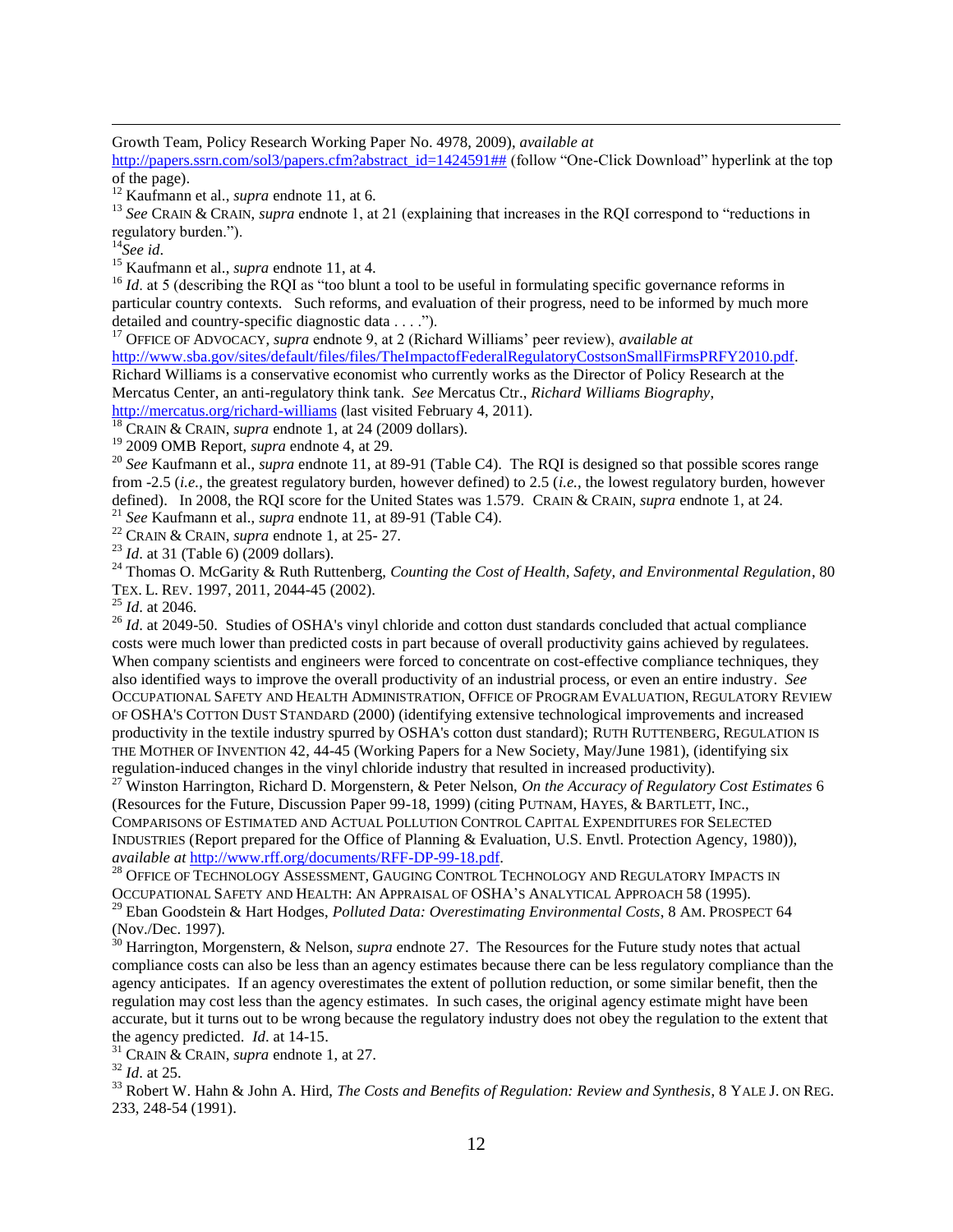Growth Team, Policy Research Working Paper No. 4978, 2009), *available at* http://papers.ssrn.com/sol3/papers.cfm?abstract_id=1424591## (follow "One-Click Download" hyperlink at the top of the page).

[12] Kaufmann et al., *supra* endnote 11, at 6.

[13] *See* CRAIN & CRAIN, *supra* endnote 1, at 21 (explaining that increases in the RQI correspond to "reductions in regulatory burden.").

[14] *See id*.

[15] Kaufmann et al., *supra* endnote 11, at 4.

[16] *Id*. at 5 (describing the RQI as "too blunt a tool to be useful in formulating specific governance reforms in particular country contexts. Such reforms, and evaluation of their progress, need to be informed by much more detailed and country-specific diagnostic data . . . .").

[17] OFFICE OF ADVOCACY, *supra* endnote 9, at 2 (Richard Williams' peer review), *available at* http://www.sba.gov/sites/default/files/files/TheImpactofFederalRegulatoryCostsonSmallFirmsPRFY2010.pdf. Richard Williams is a conservative economist who currently works as the Director of Policy Research at the Mercatus Center, an anti-regulatory think tank. *See* Mercatus Ctr., *Richard Williams Biography*, http://mercatus.org/richard-williams (last visited February 4, 2011).

[18] CRAIN & CRAIN, *supra* endnote 1, at 24 (2009 dollars).

[19] 2009 OMB Report, *supra* endnote 4, at 29.

[20] *See* Kaufmann et al., *supra* endnote 11, at 89-91 (Table C4). The RQI is designed so that possible scores range from -2.5 (*i.e.*, the greatest regulatory burden, however defined) to 2.5 (*i.e.*, the lowest regulatory burden, however defined). In 2008, the RQI score for the United States was 1.579. CRAIN & CRAIN, *supra* endnote 1, at 24.

[21] *See* Kaufmann et al., *supra* endnote 11, at 89-91 (Table C4).

[22] CRAIN & CRAIN, *supra* endnote 1, at 25- 27.

[23] *Id*. at 31 (Table 6) (2009 dollars).

[24] Thomas O. McGarity & Ruth Ruttenberg, *Counting the Cost of Health, Safety, and Environmental Regulation*, 80 TEX. L. REV. 1997, 2011, 2044-45 (2002).

[25] *Id*. at 2046.

[26] *Id*. at 2049-50. Studies of OSHA's vinyl chloride and cotton dust standards concluded that actual compliance costs were much lower than predicted costs in part because of overall productivity gains achieved by regulatees. When company scientists and engineers were forced to concentrate on cost-effective compliance techniques, they also identified ways to improve the overall productivity of an industrial process, or even an entire industry. *See* OCCUPATIONAL SAFETY AND HEALTH ADMINISTRATION, OFFICE OF PROGRAM EVALUATION, REGULATORY REVIEW OF OSHA'S COTTON DUST STANDARD (2000) (identifying extensive technological improvements and increased productivity in the textile industry spurred by OSHA's cotton dust standard); RUTH RUTTENBERG, REGULATION IS THE MOTHER OF INVENTION 42, 44-45 (Working Papers for a New Society, May/June 1981), (identifying six regulation-induced changes in the vinyl chloride industry that resulted in increased productivity).

[27] Winston Harrington, Richard D. Morgenstern, & Peter Nelson, *On the Accuracy of Regulatory Cost Estimates* 6 (Resources for the Future, Discussion Paper 99-18, 1999) (citing PUTNAM, HAYES, & BARTLETT, INC., COMPARISONS OF ESTIMATED AND ACTUAL POLLUTION CONTROL CAPITAL EXPENDITURES FOR SELECTED INDUSTRIES (Report prepared for the Office of Planning & Evaluation, U.S. Envtl. Protection Agency, 1980)), *available at* http://www.rff.org/documents/RFF-DP-99-18.pdf.

[28] OFFICE OF TECHNOLOGY ASSESSMENT, GAUGING CONTROL TECHNOLOGY AND REGULATORY IMPACTS IN OCCUPATIONAL SAFETY AND HEALTH: AN APPRAISAL OF OSHA'S ANALYTICAL APPROACH 58 (1995).

[29] Eban Goodstein & Hart Hodges, *Polluted Data: Overestimating Environmental Costs*, 8 AM. PROSPECT 64 (Nov./Dec. 1997).

[30] Harrington, Morgenstern, & Nelson, *supra* endnote 27. The Resources for the Future study notes that actual compliance costs can also be less than an agency estimates because there can be less regulatory compliance than the agency anticipates. If an agency overestimates the extent of pollution reduction, or some similar benefit, then the regulation may cost less than the agency estimates. In such cases, the original agency estimate might have been accurate, but it turns out to be wrong because the regulatory industry does not obey the regulation to the extent that the agency predicted. *Id*. at 14-15.

[31] CRAIN & CRAIN, *supra* endnote 1, at 27.

[32] *Id*. at 25.

[33] Robert W. Hahn & John A. Hird, *The Costs and Benefits of Regulation: Review and Synthesis*, 8 YALE J. ON REG. 233, 248-54 (1991).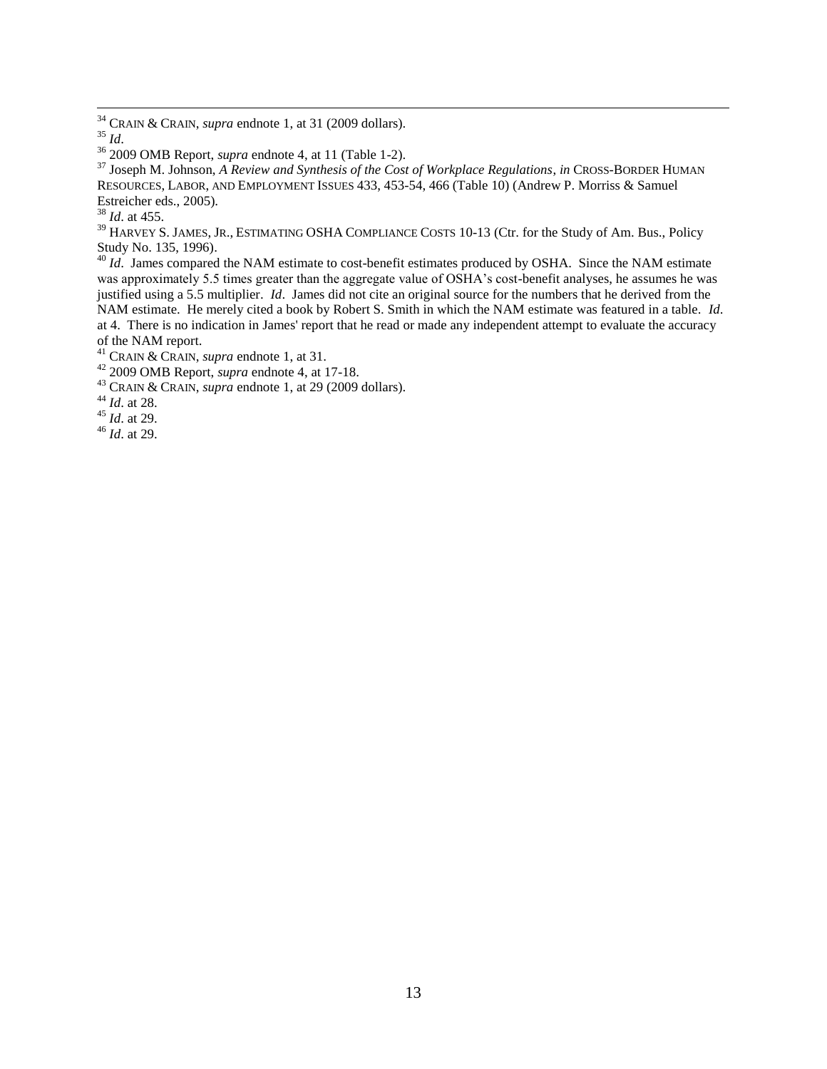[34] CRAIN & CRAIN, *supra* endnote 1, at 31 (2009 dollars).

[35] *Id*.

[36] 2009 OMB Report, *supra* endnote 4, at 11 (Table 1-2).

[37] Joseph M. Johnson, *A Review and Synthesis of the Cost of Workplace Regulations*, *in* CROSS-BORDER HUMAN RESOURCES, LABOR, AND EMPLOYMENT ISSUES 433, 453-54, 466 (Table 10) (Andrew P. Morriss & Samuel Estreicher eds., 2005).

[38] *Id*. at 455.

[39] HARVEY S. JAMES, JR., ESTIMATING OSHA COMPLIANCE COSTS 10-13 (Ctr. for the Study of Am. Bus., Policy Study No. 135, 1996).

[40] *Id*. James compared the NAM estimate to cost-benefit estimates produced by OSHA. Since the NAM estimate was approximately 5.5 times greater than the aggregate value of OSHA's cost-benefit analyses, he assumes he was justified using a 5.5 multiplier. *Id*. James did not cite an original source for the numbers that he derived from the NAM estimate. He merely cited a book by Robert S. Smith in which the NAM estimate was featured in a table. *Id*. at 4. There is no indication in James' report that he read or made any independent attempt to evaluate the accuracy of the NAM report.

[41] CRAIN & CRAIN, *supra* endnote 1, at 31.

[42] 2009 OMB Report, *supra* endnote 4, at 17-18.

[43] CRAIN & CRAIN, *supra* endnote 1, at 29 (2009 dollars).

[44] *Id*. at 28.

[45] *Id*. at 29.

[46] *Id*. at 29.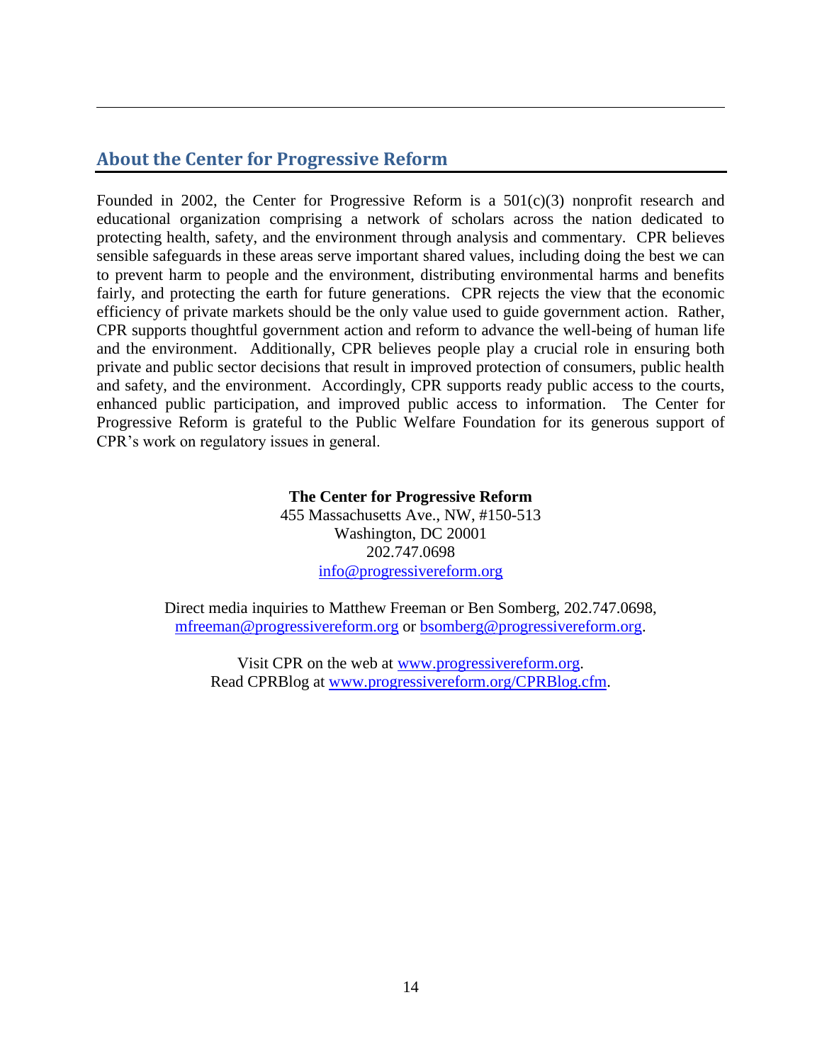## About the Center for Progressive Reform

Founded in 2002, the Center for Progressive Reform is a 501(c)(3) nonprofit research and educational organization comprising a network of scholars across the nation dedicated to protecting health, safety, and the environment through analysis and commentary. CPR believes sensible safeguards in these areas serve important shared values, including doing the best we can to prevent harm to people and the environment, distributing environmental harms and benefits fairly, and protecting the earth for future generations. CPR rejects the view that the economic efficiency of private markets should be the only value used to guide government action. Rather, CPR supports thoughtful government action and reform to advance the well-being of human life and the environment. Additionally, CPR believes people play a crucial role in ensuring both private and public sector decisions that result in improved protection of consumers, public health and safety, and the environment. Accordingly, CPR supports ready public access to the courts, enhanced public participation, and improved public access to information. The Center for Progressive Reform is grateful to the Public Welfare Foundation for its generous support of CPR's work on regulatory issues in general.

**The Center for Progressive Reform**
455 Massachusetts Ave., NW, #150-513
Washington, DC 20001
202.747.0698
info@progressivereform.org

Direct media inquiries to Matthew Freeman or Ben Somberg, 202.747.0698, mfreeman@progressivereform.org or bsomberg@progressivereform.org.

Visit CPR on the web at www.progressivereform.org.
Read CPRBlog at www.progressivereform.org/CPRBlog.cfm.